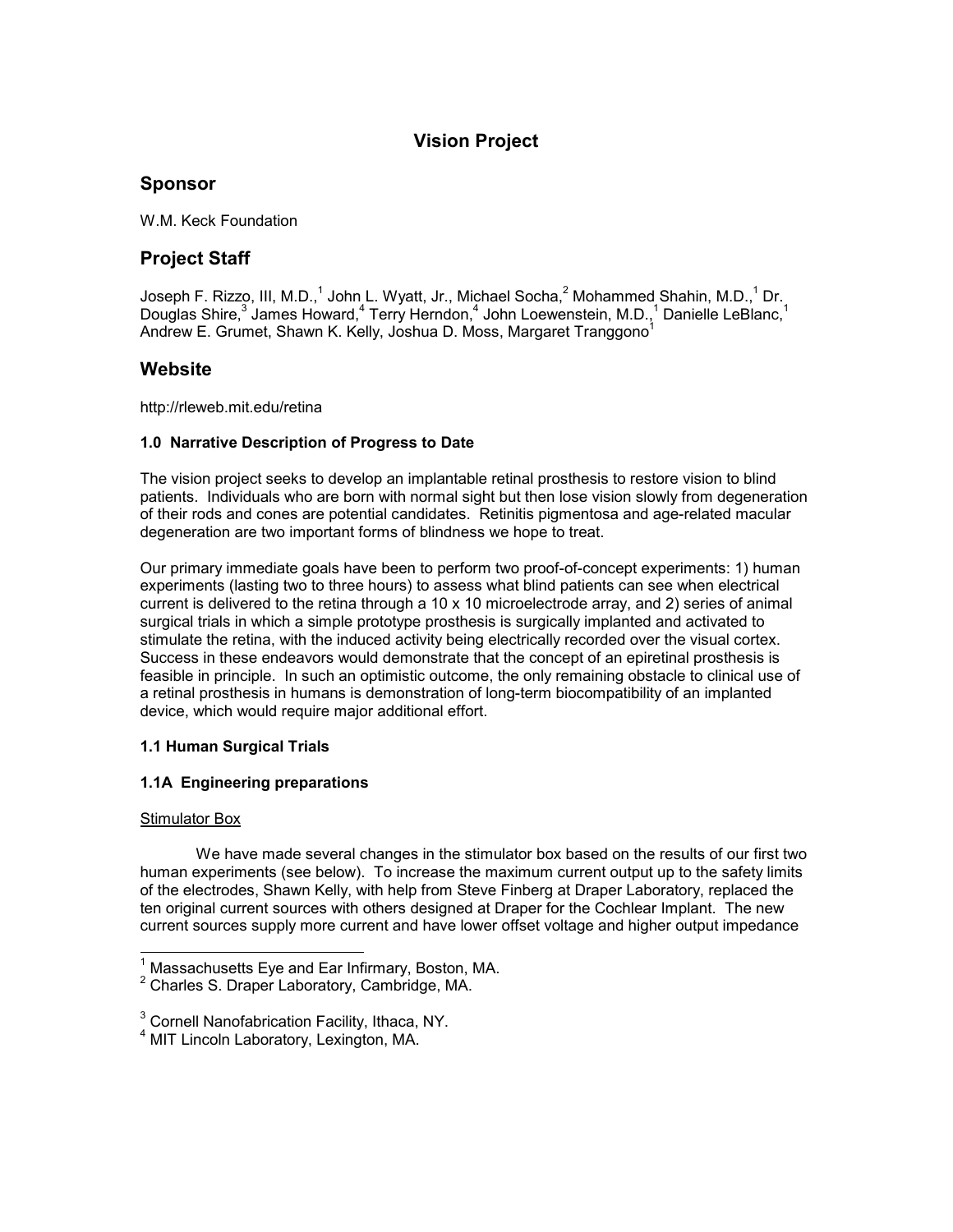# Vision Project

## Sponsor

W.M. Keck Foundation

## Project Staff

Joseph F. Rizzo, III, M.D.,[1] John L. Wyatt, Jr., Michael Socha,[2] Mohammed Shahin, M.D.,[1] Dr. Douglas Shire,[3] James Howard,[4] Terry Herndon,[4] John Loewenstein, M.D.,[1] Danielle LeBlanc,[1] Andrew E. Grumet, Shawn K. Kelly, Joshua D. Moss, Margaret Tranggono[1]

## Website

http://rleweb.mit.edu/retina

### 1.0 Narrative Description of Progress to Date

The vision project seeks to develop an implantable retinal prosthesis to restore vision to blind patients. Individuals who are born with normal sight but then lose vision slowly from degeneration of their rods and cones are potential candidates. Retinitis pigmentosa and age-related macular degeneration are two important forms of blindness we hope to treat.

Our primary immediate goals have been to perform two proof-of-concept experiments: 1) human experiments (lasting two to three hours) to assess what blind patients can see when electrical current is delivered to the retina through a 10 x 10 microelectrode array, and 2) series of animal surgical trials in which a simple prototype prosthesis is surgically implanted and activated to stimulate the retina, with the induced activity being electrically recorded over the visual cortex. Success in these endeavors would demonstrate that the concept of an epiretinal prosthesis is feasible in principle. In such an optimistic outcome, the only remaining obstacle to clinical use of a retinal prosthesis in humans is demonstration of long-term biocompatibility of an implanted device, which would require major additional effort.

### 1.1 Human Surgical Trials

### 1.1A Engineering preparations

Stimulator Box

We have made several changes in the stimulator box based on the results of our first two human experiments (see below). To increase the maximum current output up to the safety limits of the electrodes, Shawn Kelly, with help from Steve Finberg at Draper Laboratory, replaced the ten original current sources with others designed at Draper for the Cochlear Implant. The new current sources supply more current and have lower offset voltage and higher output impedance

[1] Massachusetts Eye and Ear Infirmary, Boston, MA.

[2] Charles S. Draper Laboratory, Cambridge, MA.

[3] Cornell Nanofabrication Facility, Ithaca, NY.

[4] MIT Lincoln Laboratory, Lexington, MA.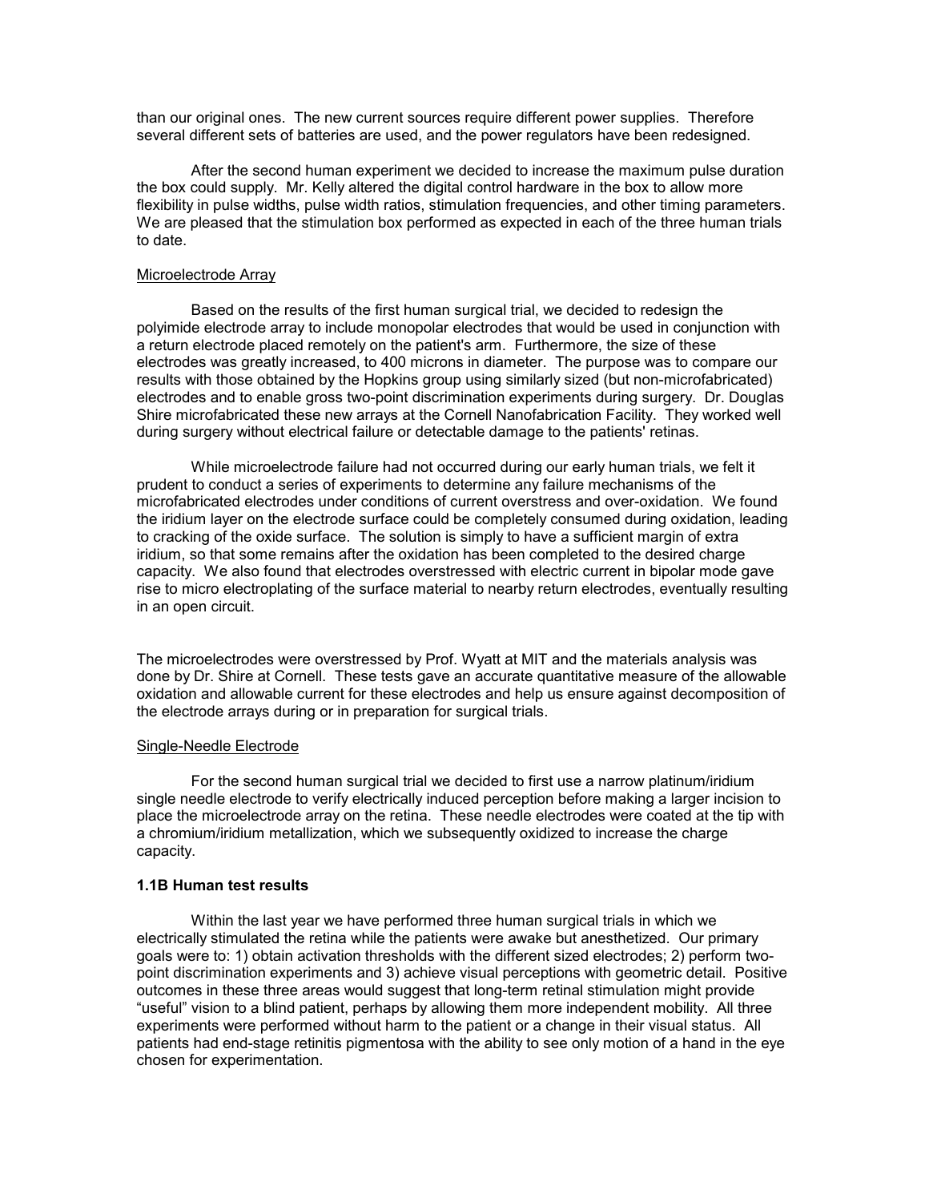than our original ones. The new current sources require different power supplies. Therefore several different sets of batteries are used, and the power regulators have been redesigned.

After the second human experiment we decided to increase the maximum pulse duration the box could supply. Mr. Kelly altered the digital control hardware in the box to allow more flexibility in pulse widths, pulse width ratios, stimulation frequencies, and other timing parameters. We are pleased that the stimulation box performed as expected in each of the three human trials to date.

Microelectrode Array

Based on the results of the first human surgical trial, we decided to redesign the polyimide electrode array to include monopolar electrodes that would be used in conjunction with a return electrode placed remotely on the patient's arm. Furthermore, the size of these electrodes was greatly increased, to 400 microns in diameter. The purpose was to compare our results with those obtained by the Hopkins group using similarly sized (but non-microfabricated) electrodes and to enable gross two-point discrimination experiments during surgery. Dr. Douglas Shire microfabricated these new arrays at the Cornell Nanofabrication Facility. They worked well during surgery without electrical failure or detectable damage to the patients' retinas.

While microelectrode failure had not occurred during our early human trials, we felt it prudent to conduct a series of experiments to determine any failure mechanisms of the microfabricated electrodes under conditions of current overstress and over-oxidation. We found the iridium layer on the electrode surface could be completely consumed during oxidation, leading to cracking of the oxide surface. The solution is simply to have a sufficient margin of extra iridium, so that some remains after the oxidation has been completed to the desired charge capacity. We also found that electrodes overstressed with electric current in bipolar mode gave rise to micro electroplating of the surface material to nearby return electrodes, eventually resulting in an open circuit.

The microelectrodes were overstressed by Prof. Wyatt at MIT and the materials analysis was done by Dr. Shire at Cornell. These tests gave an accurate quantitative measure of the allowable oxidation and allowable current for these electrodes and help us ensure against decomposition of the electrode arrays during or in preparation for surgical trials.

Single-Needle Electrode

For the second human surgical trial we decided to first use a narrow platinum/iridium single needle electrode to verify electrically induced perception before making a larger incision to place the microelectrode array on the retina. These needle electrodes were coated at the tip with a chromium/iridium metallization, which we subsequently oxidized to increase the charge capacity.

**1.1B Human test results**

Within the last year we have performed three human surgical trials in which we electrically stimulated the retina while the patients were awake but anesthetized. Our primary goals were to: 1) obtain activation thresholds with the different sized electrodes; 2) perform two-point discrimination experiments and 3) achieve visual perceptions with geometric detail. Positive outcomes in these three areas would suggest that long-term retinal stimulation might provide "useful" vision to a blind patient, perhaps by allowing them more independent mobility. All three experiments were performed without harm to the patient or a change in their visual status. All patients had end-stage retinitis pigmentosa with the ability to see only motion of a hand in the eye chosen for experimentation.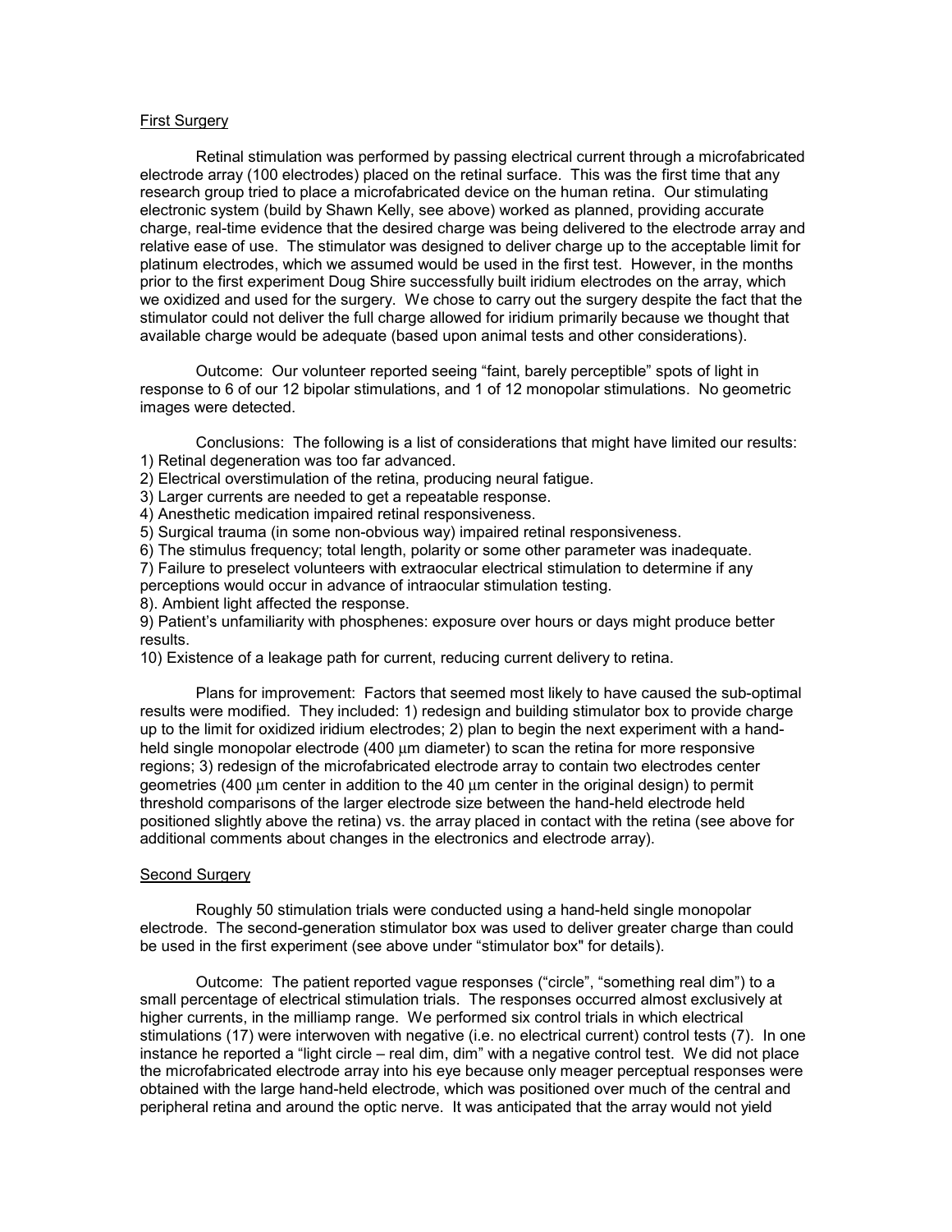## First Surgery

Retinal stimulation was performed by passing electrical current through a microfabricated electrode array (100 electrodes) placed on the retinal surface. This was the first time that any research group tried to place a microfabricated device on the human retina. Our stimulating electronic system (build by Shawn Kelly, see above) worked as planned, providing accurate charge, real-time evidence that the desired charge was being delivered to the electrode array and relative ease of use. The stimulator was designed to deliver charge up to the acceptable limit for platinum electrodes, which we assumed would be used in the first test. However, in the months prior to the first experiment Doug Shire successfully built iridium electrodes on the array, which we oxidized and used for the surgery. We chose to carry out the surgery despite the fact that the stimulator could not deliver the full charge allowed for iridium primarily because we thought that available charge would be adequate (based upon animal tests and other considerations).

Outcome: Our volunteer reported seeing "faint, barely perceptible" spots of light in response to 6 of our 12 bipolar stimulations, and 1 of 12 monopolar stimulations. No geometric images were detected.

Conclusions: The following is a list of considerations that might have limited our results:
1) Retinal degeneration was too far advanced.
2) Electrical overstimulation of the retina, producing neural fatigue.
3) Larger currents are needed to get a repeatable response.
4) Anesthetic medication impaired retinal responsiveness.
5) Surgical trauma (in some non-obvious way) impaired retinal responsiveness.
6) The stimulus frequency; total length, polarity or some other parameter was inadequate.
7) Failure to preselect volunteers with extraocular electrical stimulation to determine if any perceptions would occur in advance of intraocular stimulation testing.
8). Ambient light affected the response.
9) Patient's unfamiliarity with phosphenes: exposure over hours or days might produce better results.
10) Existence of a leakage path for current, reducing current delivery to retina.

Plans for improvement: Factors that seemed most likely to have caused the sub-optimal results were modified. They included: 1) redesign and building stimulator box to provide charge up to the limit for oxidized iridium electrodes; 2) plan to begin the next experiment with a hand-held single monopolar electrode (400 µm diameter) to scan the retina for more responsive regions; 3) redesign of the microfabricated electrode array to contain two electrodes center geometries (400 µm center in addition to the 40 µm center in the original design) to permit threshold comparisons of the larger electrode size between the hand-held electrode held positioned slightly above the retina) vs. the array placed in contact with the retina (see above for additional comments about changes in the electronics and electrode array).

## Second Surgery

Roughly 50 stimulation trials were conducted using a hand-held single monopolar electrode. The second-generation stimulator box was used to deliver greater charge than could be used in the first experiment (see above under "stimulator box" for details).

Outcome: The patient reported vague responses ("circle", "something real dim") to a small percentage of electrical stimulation trials. The responses occurred almost exclusively at higher currents, in the milliamp range. We performed six control trials in which electrical stimulations (17) were interwoven with negative (i.e. no electrical current) control tests (7). In one instance he reported a "light circle – real dim, dim" with a negative control test. We did not place the microfabricated electrode array into his eye because only meager perceptual responses were obtained with the large hand-held electrode, which was positioned over much of the central and peripheral retina and around the optic nerve. It was anticipated that the array would not yield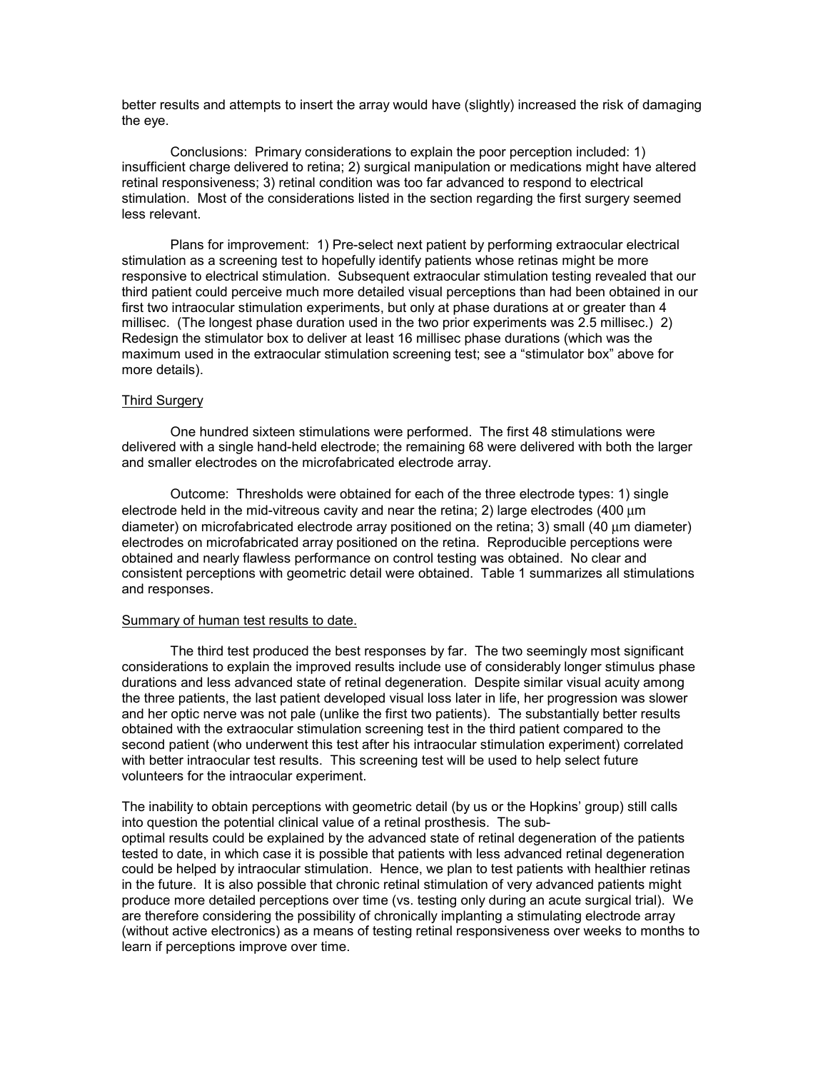better results and attempts to insert the array would have (slightly) increased the risk of damaging the eye.

Conclusions: Primary considerations to explain the poor perception included: 1) insufficient charge delivered to retina; 2) surgical manipulation or medications might have altered retinal responsiveness; 3) retinal condition was too far advanced to respond to electrical stimulation. Most of the considerations listed in the section regarding the first surgery seemed less relevant.

Plans for improvement: 1) Pre-select next patient by performing extraocular electrical stimulation as a screening test to hopefully identify patients whose retinas might be more responsive to electrical stimulation. Subsequent extraocular stimulation testing revealed that our third patient could perceive much more detailed visual perceptions than had been obtained in our first two intraocular stimulation experiments, but only at phase durations at or greater than 4 millisec. (The longest phase duration used in the two prior experiments was 2.5 millisec.) 2) Redesign the stimulator box to deliver at least 16 millisec phase durations (which was the maximum used in the extraocular stimulation screening test; see a "stimulator box" above for more details).

<u>Third Surgery</u>

One hundred sixteen stimulations were performed. The first 48 stimulations were delivered with a single hand-held electrode; the remaining 68 were delivered with both the larger and smaller electrodes on the microfabricated electrode array.

Outcome: Thresholds were obtained for each of the three electrode types: 1) single electrode held in the mid-vitreous cavity and near the retina; 2) large electrodes (400 μm diameter) on microfabricated electrode array positioned on the retina; 3) small (40 μm diameter) electrodes on microfabricated array positioned on the retina. Reproducible perceptions were obtained and nearly flawless performance on control testing was obtained. No clear and consistent perceptions with geometric detail were obtained. Table 1 summarizes all stimulations and responses.

<u>Summary of human test results to date.</u>

The third test produced the best responses by far. The two seemingly most significant considerations to explain the improved results include use of considerably longer stimulus phase durations and less advanced state of retinal degeneration. Despite similar visual acuity among the three patients, the last patient developed visual loss later in life, her progression was slower and her optic nerve was not pale (unlike the first two patients). The substantially better results obtained with the extraocular stimulation screening test in the third patient compared to the second patient (who underwent this test after his intraocular stimulation experiment) correlated with better intraocular test results. This screening test will be used to help select future volunteers for the intraocular experiment.

The inability to obtain perceptions with geometric detail (by us or the Hopkins' group) still calls into question the potential clinical value of a retinal prosthesis. The sub-optimal results could be explained by the advanced state of retinal degeneration of the patients tested to date, in which case it is possible that patients with less advanced retinal degeneration could be helped by intraocular stimulation. Hence, we plan to test patients with healthier retinas in the future. It is also possible that chronic retinal stimulation of very advanced patients might produce more detailed perceptions over time (vs. testing only during an acute surgical trial). We are therefore considering the possibility of chronically implanting a stimulating electrode array (without active electronics) as a means of testing retinal responsiveness over weeks to months to learn if perceptions improve over time.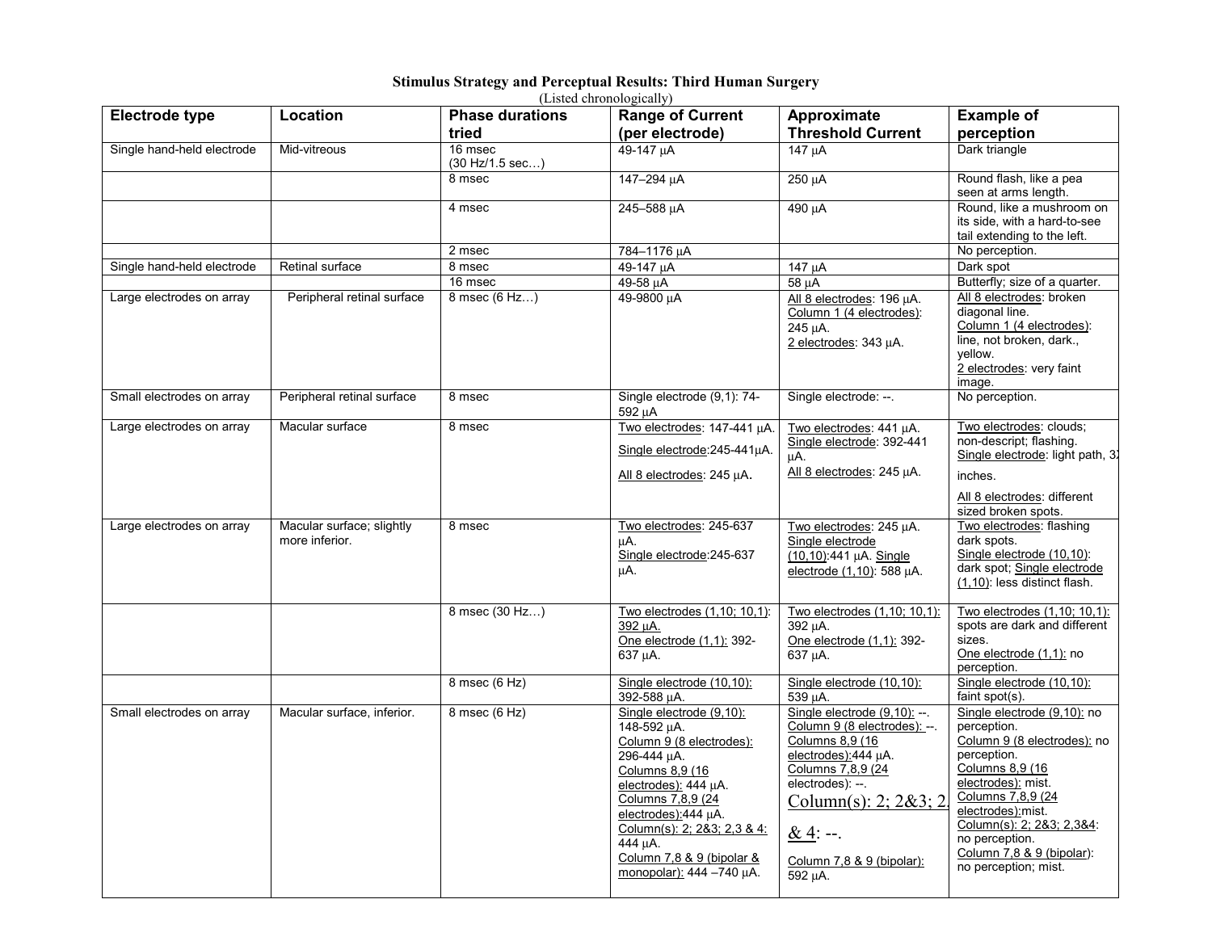# Stimulus Strategy and Perceptual Results: Third Human Surgery

(Listed chronologically)

| Electrode type | Location | Phase durations tried | Range of Current (per electrode) | Approximate Threshold Current | Example of perception |
|---|---|---|---|---|---|
| Single hand-held electrode | Mid-vitreous | 16 msec (30 Hz/1.5 sec…) | 49-147 μA | 147 μA | Dark triangle |
| | | 8 msec | 147–294 μA | 250 μA | Round flash, like a pea seen at arms length. |
| | | 4 msec | 245–588 μA | 490 μA | Round, like a mushroom on its side, with a hard-to-see tail extending to the left. |
| | | 2 msec | 784–1176 μA | | No perception. |
| Single hand-held electrode | Retinal surface | 8 msec | 49-147 μA | 147 μA | Dark spot |
| | | 16 msec | 49-58 μA | 58 μA | Butterfly; size of a quarter. |
| Large electrodes on array | Peripheral retinal surface | 8 msec (6 Hz…) | 49-9800 μA | All 8 electrodes: 196 μA. Column 1 (4 electrodes): 245 μA. 2 electrodes: 343 μA. | All 8 electrodes: broken diagonal line. Column 1 (4 electrodes): line, not broken, dark., yellow. 2 electrodes: very faint image. |
| Small electrodes on array | Peripheral retinal surface | 8 msec | Single electrode (9,1): 74-592 μA | Single electrode: --. | No perception. |
| Large electrodes on array | Macular surface | 8 msec | Two electrodes: 147-441 μA. Single electrode:245-441μA. All 8 electrodes: 245 μA. | Two electrodes: 441 μA. Single electrode: 392-441 μA. All 8 electrodes: 245 μA. | Two electrodes: clouds; non-descript; flashing. Single electrode: light path, 3 inches. All 8 electrodes: different sized broken spots. |
| Large electrodes on array | Macular surface; slightly more inferior. | 8 msec | Two electrodes: 245-637 μA. Single electrode:245-637 μA. | Two electrodes: 245 μA. Single electrode (10,10):441 μA. Single electrode (1,10): 588 μA. | Two electrodes: flashing dark spots. Single electrode (10,10): dark spot; Single electrode (1,10): less distinct flash. |
| | | 8 msec (30 Hz…) | Two electrodes (1,10; 10,1): 392 μA. One electrode (1,1): 392-637 μA. | Two electrodes (1,10; 10,1): 392 μA. One electrode (1,1): 392-637 μA. | Two electrodes (1,10; 10,1): spots are dark and different sizes. One electrode (1,1): no perception. |
| | | 8 msec (6 Hz) | Single electrode (10,10): 392-588 μA. | Single electrode (10,10): 539 μA. | Single electrode (10,10): faint spot(s). |
| Small electrodes on array | Macular surface, inferior. | 8 msec (6 Hz) | Single electrode (9,10): 148-592 μA. Column 9 (8 electrodes): 296-444 μA. Columns 8,9 (16 electrodes): 444 μA. Columns 7,8,9 (24 electrodes):444 μA. Column(s): 2; 2&3; 2,3 & 4: 444 μA. Column 7,8 & 9 (bipolar & monopolar): 444 –740 μA. | Single electrode (9,10): --. Column 9 (8 electrodes): --. Columns 8,9 (16 electrodes):444 μA. Columns 7,8,9 (24 electrodes): --. Column(s): 2; 2&3; 2,3 & 4: --. Column 7,8 & 9 (bipolar): 592 μA. | Single electrode (9,10): no perception. Column 9 (8 electrodes): no perception. Columns 8,9 (16 electrodes): mist. Columns 7,8,9 (24 electrodes):mist. Column(s): 2; 2&3; 2,3&4: no perception. Column 7,8 & 9 (bipolar): no perception; mist. |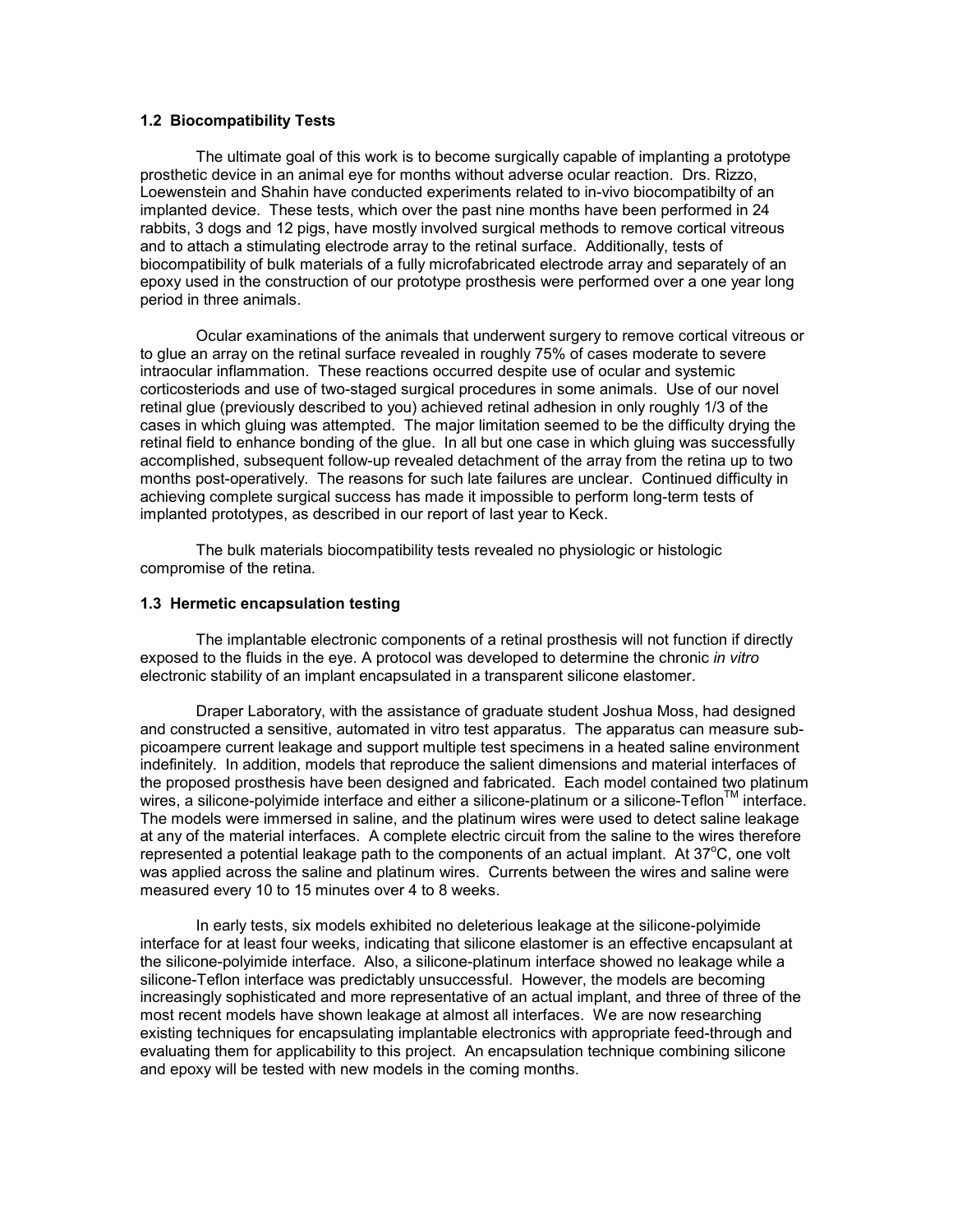### 1.2 Biocompatibility Tests

The ultimate goal of this work is to become surgically capable of implanting a prototype prosthetic device in an animal eye for months without adverse ocular reaction. Drs. Rizzo, Loewenstein and Shahin have conducted experiments related to in-vivo biocompatibilty of an implanted device. These tests, which over the past nine months have been performed in 24 rabbits, 3 dogs and 12 pigs, have mostly involved surgical methods to remove cortical vitreous and to attach a stimulating electrode array to the retinal surface. Additionally, tests of biocompatibility of bulk materials of a fully microfabricated electrode array and separately of an epoxy used in the construction of our prototype prosthesis were performed over a one year long period in three animals.

Ocular examinations of the animals that underwent surgery to remove cortical vitreous or to glue an array on the retinal surface revealed in roughly 75% of cases moderate to severe intraocular inflammation. These reactions occurred despite use of ocular and systemic corticosteriods and use of two-staged surgical procedures in some animals. Use of our novel retinal glue (previously described to you) achieved retinal adhesion in only roughly 1/3 of the cases in which gluing was attempted. The major limitation seemed to be the difficulty drying the retinal field to enhance bonding of the glue. In all but one case in which gluing was successfully accomplished, subsequent follow-up revealed detachment of the array from the retina up to two months post-operatively. The reasons for such late failures are unclear. Continued difficulty in achieving complete surgical success has made it impossible to perform long-term tests of implanted prototypes, as described in our report of last year to Keck.

The bulk materials biocompatibility tests revealed no physiologic or histologic compromise of the retina.

### 1.3 Hermetic encapsulation testing

The implantable electronic components of a retinal prosthesis will not function if directly exposed to the fluids in the eye. A protocol was developed to determine the chronic *in vitro* electronic stability of an implant encapsulated in a transparent silicone elastomer.

Draper Laboratory, with the assistance of graduate student Joshua Moss, had designed and constructed a sensitive, automated in vitro test apparatus. The apparatus can measure sub-picoampere current leakage and support multiple test specimens in a heated saline environment indefinitely. In addition, models that reproduce the salient dimensions and material interfaces of the proposed prosthesis have been designed and fabricated. Each model contained two platinum wires, a silicone-polyimide interface and either a silicone-platinum or a silicone-Teflon™ interface. The models were immersed in saline, and the platinum wires were used to detect saline leakage at any of the material interfaces. A complete electric circuit from the saline to the wires therefore represented a potential leakage path to the components of an actual implant. At 37°C, one volt was applied across the saline and platinum wires. Currents between the wires and saline were measured every 10 to 15 minutes over 4 to 8 weeks.

In early tests, six models exhibited no deleterious leakage at the silicone-polyimide interface for at least four weeks, indicating that silicone elastomer is an effective encapsulant at the silicone-polyimide interface. Also, a silicone-platinum interface showed no leakage while a silicone-Teflon interface was predictably unsuccessful. However, the models are becoming increasingly sophisticated and more representative of an actual implant, and three of three of the most recent models have shown leakage at almost all interfaces. We are now researching existing techniques for encapsulating implantable electronics with appropriate feed-through and evaluating them for applicability to this project. An encapsulation technique combining silicone and epoxy will be tested with new models in the coming months.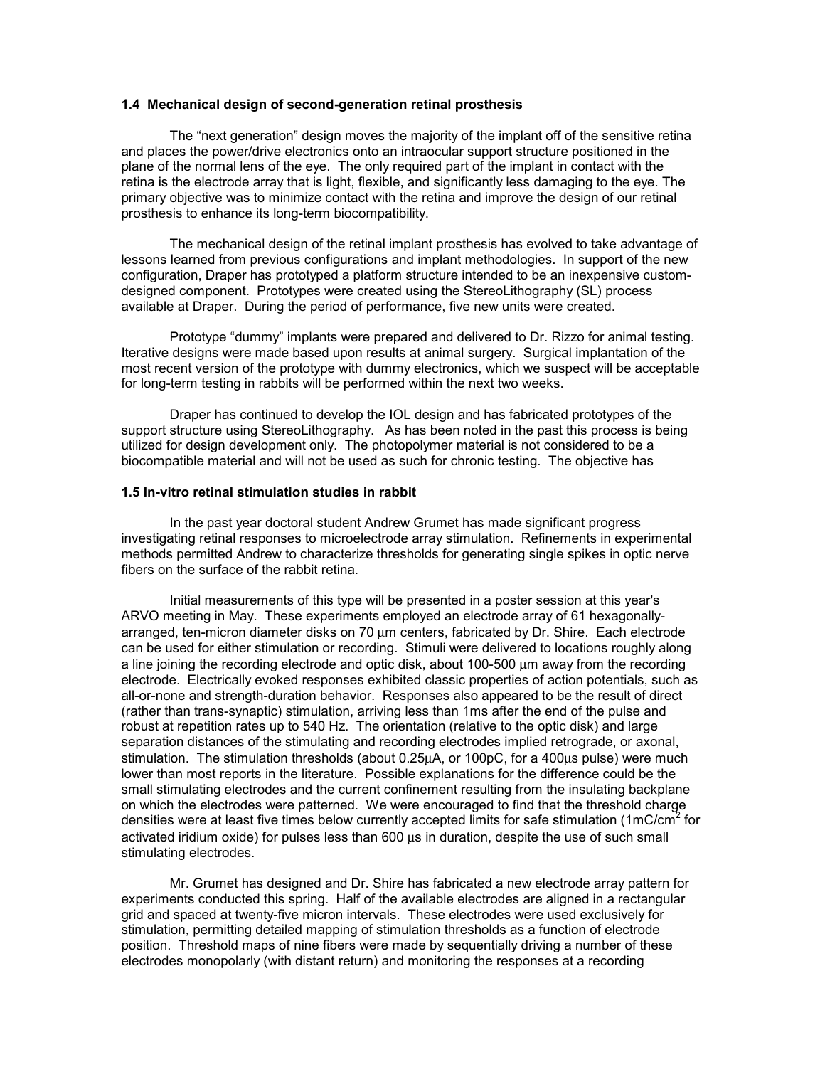### 1.4 Mechanical design of second-generation retinal prosthesis

The “next generation” design moves the majority of the implant off of the sensitive retina and places the power/drive electronics onto an intraocular support structure positioned in the plane of the normal lens of the eye. The only required part of the implant in contact with the retina is the electrode array that is light, flexible, and significantly less damaging to the eye. The primary objective was to minimize contact with the retina and improve the design of our retinal prosthesis to enhance its long-term biocompatibility.

The mechanical design of the retinal implant prosthesis has evolved to take advantage of lessons learned from previous configurations and implant methodologies. In support of the new configuration, Draper has prototyped a platform structure intended to be an inexpensive custom-designed component. Prototypes were created using the StereoLithography (SL) process available at Draper. During the period of performance, five new units were created.

Prototype “dummy” implants were prepared and delivered to Dr. Rizzo for animal testing. Iterative designs were made based upon results at animal surgery. Surgical implantation of the most recent version of the prototype with dummy electronics, which we suspect will be acceptable for long-term testing in rabbits will be performed within the next two weeks.

Draper has continued to develop the IOL design and has fabricated prototypes of the support structure using StereoLithography. As has been noted in the past this process is being utilized for design development only. The photopolymer material is not considered to be a biocompatible material and will not be used as such for chronic testing. The objective has

### 1.5 In-vitro retinal stimulation studies in rabbit

In the past year doctoral student Andrew Grumet has made significant progress investigating retinal responses to microelectrode array stimulation. Refinements in experimental methods permitted Andrew to characterize thresholds for generating single spikes in optic nerve fibers on the surface of the rabbit retina.

Initial measurements of this type will be presented in a poster session at this year's ARVO meeting in May. These experiments employed an electrode array of 61 hexagonally-arranged, ten-micron diameter disks on 70 μm centers, fabricated by Dr. Shire. Each electrode can be used for either stimulation or recording. Stimuli were delivered to locations roughly along a line joining the recording electrode and optic disk, about 100-500 μm away from the recording electrode. Electrically evoked responses exhibited classic properties of action potentials, such as all-or-none and strength-duration behavior. Responses also appeared to be the result of direct (rather than trans-synaptic) stimulation, arriving less than 1ms after the end of the pulse and robust at repetition rates up to 540 Hz. The orientation (relative to the optic disk) and large separation distances of the stimulating and recording electrodes implied retrograde, or axonal, stimulation. The stimulation thresholds (about 0.25μA, or 100pC, for a 400μs pulse) were much lower than most reports in the literature. Possible explanations for the difference could be the small stimulating electrodes and the current confinement resulting from the insulating backplane on which the electrodes were patterned. We were encouraged to find that the threshold charge densities were at least five times below currently accepted limits for safe stimulation (1mC/cm$^2$ for activated iridium oxide) for pulses less than 600 μs in duration, despite the use of such small stimulating electrodes.

Mr. Grumet has designed and Dr. Shire has fabricated a new electrode array pattern for experiments conducted this spring. Half of the available electrodes are aligned in a rectangular grid and spaced at twenty-five micron intervals. These electrodes were used exclusively for stimulation, permitting detailed mapping of stimulation thresholds as a function of electrode position. Threshold maps of nine fibers were made by sequentially driving a number of these electrodes monopolarly (with distant return) and monitoring the responses at a recording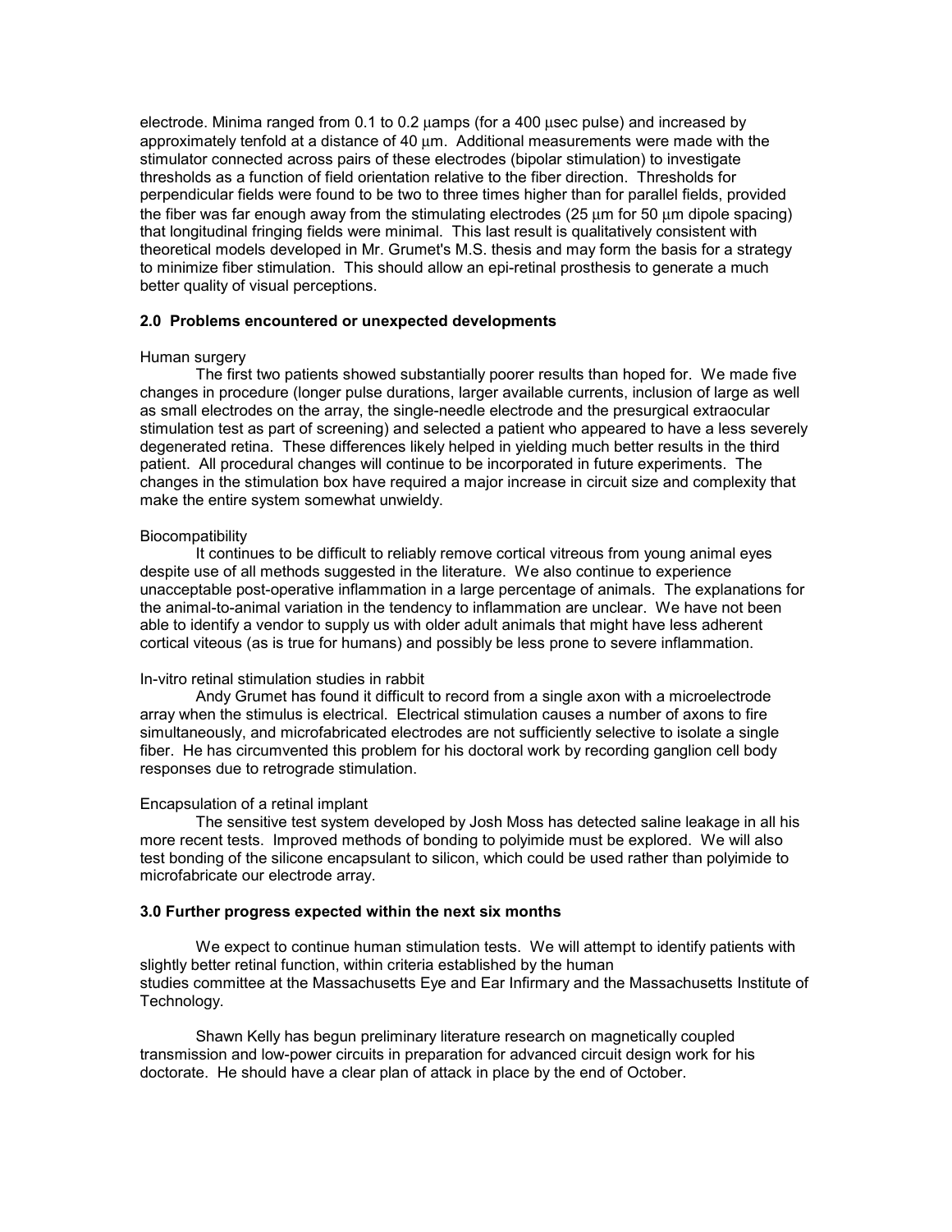electrode. Minima ranged from 0.1 to 0.2 μamps (for a 400 μsec pulse) and increased by approximately tenfold at a distance of 40 μm. Additional measurements were made with the stimulator connected across pairs of these electrodes (bipolar stimulation) to investigate thresholds as a function of field orientation relative to the fiber direction. Thresholds for perpendicular fields were found to be two to three times higher than for parallel fields, provided the fiber was far enough away from the stimulating electrodes (25 μm for 50 μm dipole spacing) that longitudinal fringing fields were minimal. This last result is qualitatively consistent with theoretical models developed in Mr. Grumet's M.S. thesis and may form the basis for a strategy to minimize fiber stimulation. This should allow an epi-retinal prosthesis to generate a much better quality of visual perceptions.

### 2.0 Problems encountered or unexpected developments

Human surgery

The first two patients showed substantially poorer results than hoped for. We made five changes in procedure (longer pulse durations, larger available currents, inclusion of large as well as small electrodes on the array, the single-needle electrode and the presurgical extraocular stimulation test as part of screening) and selected a patient who appeared to have a less severely degenerated retina. These differences likely helped in yielding much better results in the third patient. All procedural changes will continue to be incorporated in future experiments. The changes in the stimulation box have required a major increase in circuit size and complexity that make the entire system somewhat unwieldy.

Biocompatibility

It continues to be difficult to reliably remove cortical vitreous from young animal eyes despite use of all methods suggested in the literature. We also continue to experience unacceptable post-operative inflammation in a large percentage of animals. The explanations for the animal-to-animal variation in the tendency to inflammation are unclear. We have not been able to identify a vendor to supply us with older adult animals that might have less adherent cortical viteous (as is true for humans) and possibly be less prone to severe inflammation.

In-vitro retinal stimulation studies in rabbit

Andy Grumet has found it difficult to record from a single axon with a microelectrode array when the stimulus is electrical. Electrical stimulation causes a number of axons to fire simultaneously, and microfabricated electrodes are not sufficiently selective to isolate a single fiber. He has circumvented this problem for his doctoral work by recording ganglion cell body responses due to retrograde stimulation.

Encapsulation of a retinal implant

The sensitive test system developed by Josh Moss has detected saline leakage in all his more recent tests. Improved methods of bonding to polyimide must be explored. We will also test bonding of the silicone encapsulant to silicon, which could be used rather than polyimide to microfabricate our electrode array.

### 3.0 Further progress expected within the next six months

We expect to continue human stimulation tests. We will attempt to identify patients with slightly better retinal function, within criteria established by the human studies committee at the Massachusetts Eye and Ear Infirmary and the Massachusetts Institute of Technology.

Shawn Kelly has begun preliminary literature research on magnetically coupled transmission and low-power circuits in preparation for advanced circuit design work for his doctorate. He should have a clear plan of attack in place by the end of October.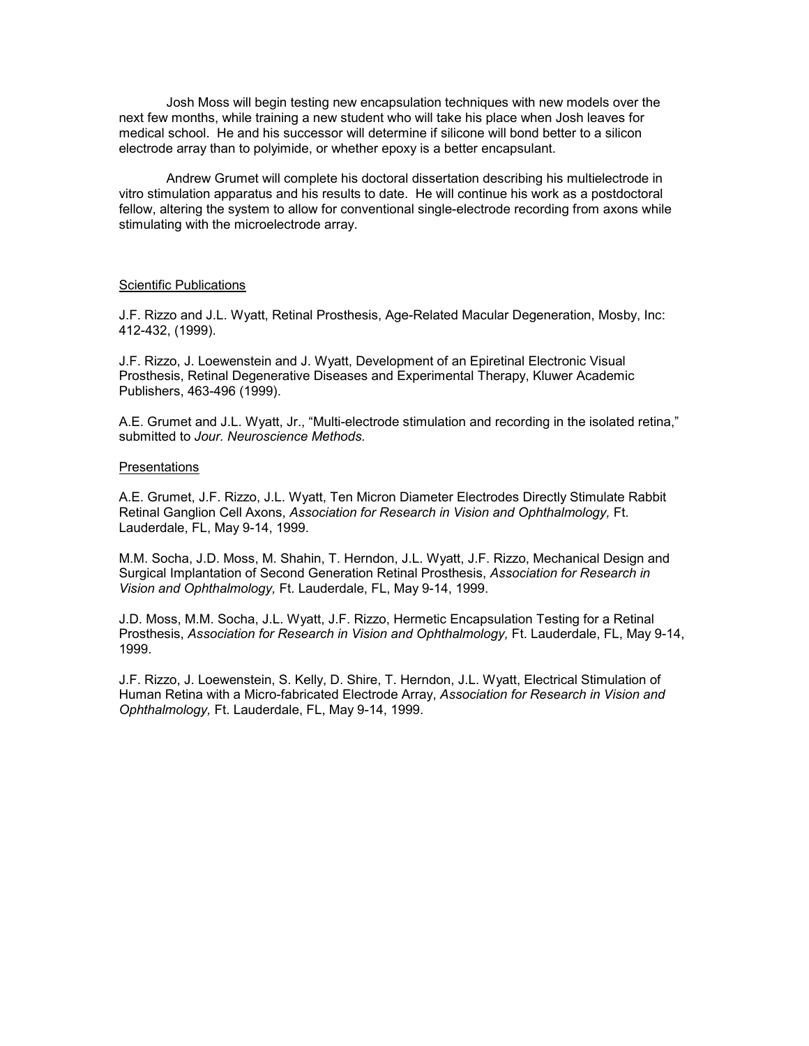Josh Moss will begin testing new encapsulation techniques with new models over the next few months, while training a new student who will take his place when Josh leaves for medical school. He and his successor will determine if silicone will bond better to a silicon electrode array than to polyimide, or whether epoxy is a better encapsulant.

Andrew Grumet will complete his doctoral dissertation describing his multielectrode in vitro stimulation apparatus and his results to date. He will continue his work as a postdoctoral fellow, altering the system to allow for conventional single-electrode recording from axons while stimulating with the microelectrode array.

## Scientific Publications

J.F. Rizzo and J.L. Wyatt, Retinal Prosthesis, Age-Related Macular Degeneration, Mosby, Inc: 412-432, (1999).

J.F. Rizzo, J. Loewenstein and J. Wyatt, Development of an Epiretinal Electronic Visual Prosthesis, Retinal Degenerative Diseases and Experimental Therapy, Kluwer Academic Publishers, 463-496 (1999).

A.E. Grumet and J.L. Wyatt, Jr., "Multi-electrode stimulation and recording in the isolated retina," submitted to *Jour. Neuroscience Methods.*

## Presentations

A.E. Grumet, J.F. Rizzo, J.L. Wyatt, Ten Micron Diameter Electrodes Directly Stimulate Rabbit Retinal Ganglion Cell Axons, *Association for Research in Vision and Ophthalmology,* Ft. Lauderdale, FL, May 9-14, 1999.

M.M. Socha, J.D. Moss, M. Shahin, T. Herndon, J.L. Wyatt, J.F. Rizzo, Mechanical Design and Surgical Implantation of Second Generation Retinal Prosthesis, *Association for Research in Vision and Ophthalmology,* Ft. Lauderdale, FL, May 9-14, 1999.

J.D. Moss, M.M. Socha, J.L. Wyatt, J.F. Rizzo, Hermetic Encapsulation Testing for a Retinal Prosthesis, *Association for Research in Vision and Ophthalmology,* Ft. Lauderdale, FL, May 9-14, 1999.

J.F. Rizzo, J. Loewenstein, S. Kelly, D. Shire, T. Herndon, J.L. Wyatt, Electrical Stimulation of Human Retina with a Micro-fabricated Electrode Array, *Association for Research in Vision and Ophthalmology,* Ft. Lauderdale, FL, May 9-14, 1999.